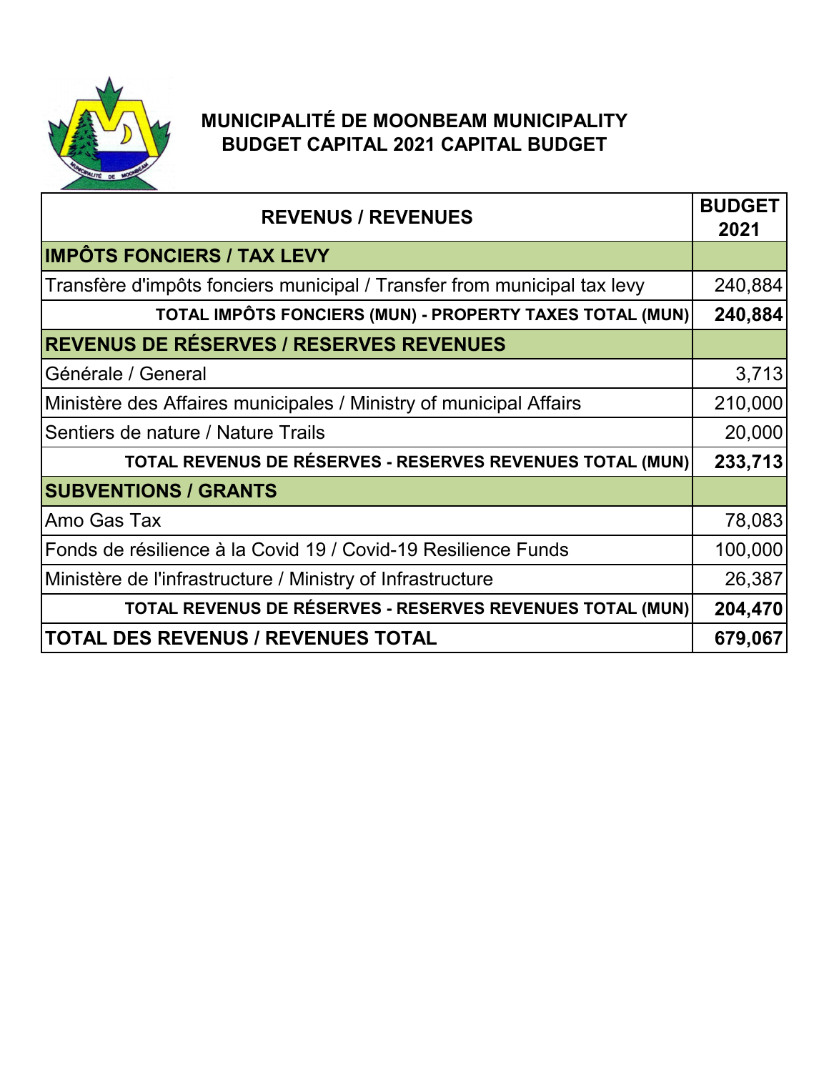# MUNICIPALITÉ DE MOONBEAM MUNICIPALITY
## BUDGET CAPITAL 2021 CAPITAL BUDGET

| REVENUS / REVENUES | BUDGET 2021 |
|---|---|
| **IMPÔTS FONCIERS / TAX LEVY** | |
| Transfère d'impôts fonciers municipal / Transfer from municipal tax levy | 240,884 |
| **TOTAL IMPÔTS FONCIERS (MUN) - PROPERTY TAXES TOTAL (MUN)** | **240,884** |
| **REVENUS DE RÉSERVES / RESERVES REVENUES** | |
| Générale / General | 3,713 |
| Ministère des Affaires municipales / Ministry of municipal Affairs | 210,000 |
| Sentiers de nature / Nature Trails | 20,000 |
| **TOTAL REVENUS DE RÉSERVES - RESERVES REVENUES TOTAL (MUN)** | **233,713** |
| **SUBVENTIONS / GRANTS** | |
| Amo Gas Tax | 78,083 |
| Fonds de résilience à la Covid 19 / Covid-19 Resilience Funds | 100,000 |
| Ministère de l'infrastructure / Ministry of Infrastructure | 26,387 |
| **TOTAL REVENUS DE RÉSERVES - RESERVES REVENUES TOTAL (MUN)** | **204,470** |
| **TOTAL DES REVENUS / REVENUES TOTAL** | **679,067** |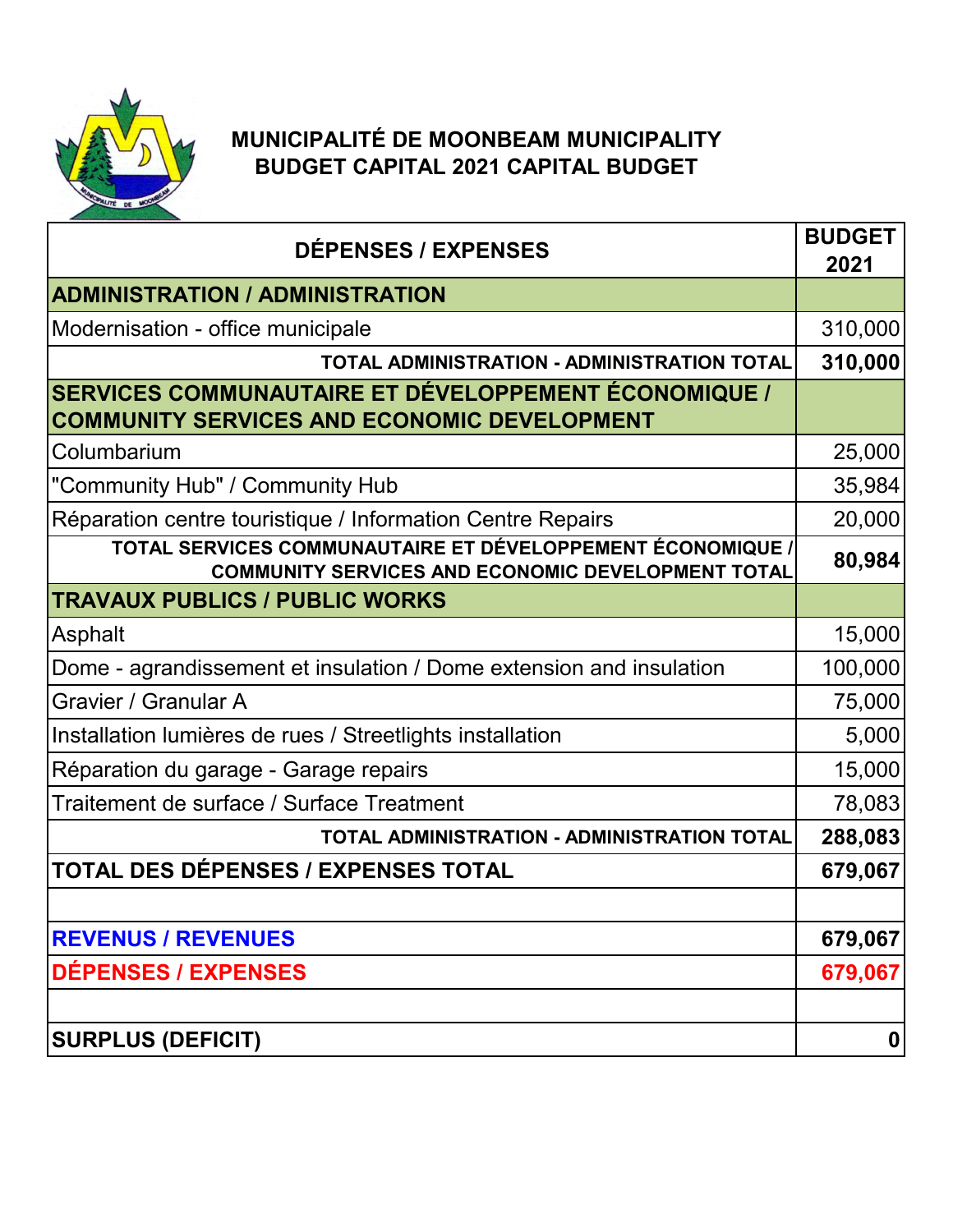# MUNICIPALITÉ DE MOONBEAM MUNICIPALITY
## BUDGET CAPITAL 2021 CAPITAL BUDGET

| DÉPENSES / EXPENSES | BUDGET 2021 |
|---|---|
| **ADMINISTRATION / ADMINISTRATION** | |
| Modernisation - office municipale | 310,000 |
| **TOTAL ADMINISTRATION - ADMINISTRATION TOTAL** | **310,000** |
| **SERVICES COMMUNAUTAIRE ET DÉVELOPPEMENT ÉCONOMIQUE / COMMUNITY SERVICES AND ECONOMIC DEVELOPMENT** | |
| Columbarium | 25,000 |
| "Community Hub" / Community Hub | 35,984 |
| Réparation centre touristique / Information Centre Repairs | 20,000 |
| **TOTAL SERVICES COMMUNAUTAIRE ET DÉVELOPPEMENT ÉCONOMIQUE / COMMUNITY SERVICES AND ECONOMIC DEVELOPMENT TOTAL** | **80,984** |
| **TRAVAUX PUBLICS / PUBLIC WORKS** | |
| Asphalt | 15,000 |
| Dome - agrandissement et insulation / Dome extension and insulation | 100,000 |
| Gravier / Granular A | 75,000 |
| Installation lumières de rues / Streetlights installation | 5,000 |
| Réparation du garage - Garage repairs | 15,000 |
| Traitement de surface / Surface Treatment | 78,083 |
| **TOTAL ADMINISTRATION - ADMINISTRATION TOTAL** | **288,083** |
| **TOTAL DES DÉPENSES / EXPENSES TOTAL** | **679,067** |
| | |
| **REVENUS / REVENUES** | **679,067** |
| **DÉPENSES / EXPENSES** | **679,067** |
| | |
| **SURPLUS (DEFICIT)** | **0** |